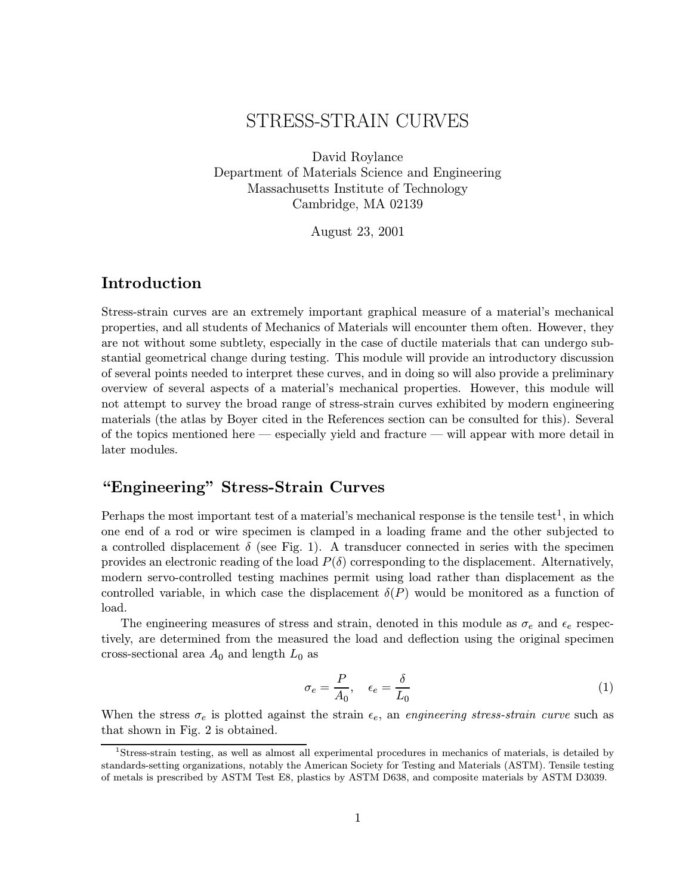# STRESS-STRAIN CURVES

David Roylance
Department of Materials Science and Engineering
Massachusetts Institute of Technology
Cambridge, MA 02139

August 23, 2001

## Introduction

Stress-strain curves are an extremely important graphical measure of a material's mechanical properties, and all students of Mechanics of Materials will encounter them often. However, they are not without some subtlety, especially in the case of ductile materials that can undergo substantial geometrical change during testing. This module will provide an introductory discussion of several points needed to interpret these curves, and in doing so will also provide a preliminary overview of several aspects of a material's mechanical properties. However, this module will not attempt to survey the broad range of stress-strain curves exhibited by modern engineering materials (the atlas by Boyer cited in the References section can be consulted for this). Several of the topics mentioned here — especially yield and fracture — will appear with more detail in later modules.

## "Engineering" Stress-Strain Curves

Perhaps the most important test of a material's mechanical response is the tensile test[1], in which one end of a rod or wire specimen is clamped in a loading frame and the other subjected to a controlled displacement $\delta$ (see Fig. 1). A transducer connected in series with the specimen provides an electronic reading of the load $P(\delta)$ corresponding to the displacement. Alternatively, modern servo-controlled testing machines permit using load rather than displacement as the controlled variable, in which case the displacement $\delta(P)$ would be monitored as a function of load.

The engineering measures of stress and strain, denoted in this module as $\sigma_e$ and $\epsilon_e$ respectively, are determined from the measured the load and deflection using the original specimen cross-sectional area $A_0$ and length $L_0$ as

$$\sigma_e = \frac{P}{A_0}, \quad \epsilon_e = \frac{\delta}{L_0} \tag{1}$$

When the stress $\sigma_e$ is plotted against the strain $\epsilon_e$, an *engineering stress-strain curve* such as that shown in Fig. 2 is obtained.

[1]Stress-strain testing, as well as almost all experimental procedures in mechanics of materials, is detailed by standards-setting organizations, notably the American Society for Testing and Materials (ASTM). Tensile testing of metals is prescribed by ASTM Test E8, plastics by ASTM D638, and composite materials by ASTM D3039.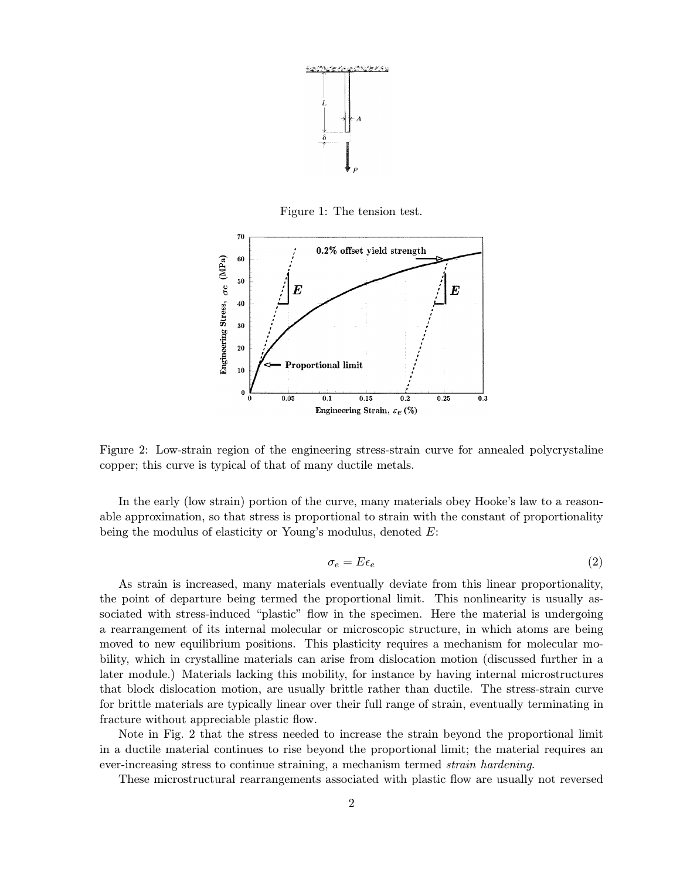Figure 1: The tension test.

Figure 2: Low-strain region of the engineering stress-strain curve for annealed polycrystaline copper; this curve is typical of that of many ductile metals.

In the early (low strain) portion of the curve, many materials obey Hooke's law to a reasonable approximation, so that stress is proportional to strain with the constant of proportionality being the modulus of elasticity or Young's modulus, denoted $E$:

$$\sigma_e = E\epsilon_e \tag{2}$$

As strain is increased, many materials eventually deviate from this linear proportionality, the point of departure being termed the proportional limit. This nonlinearity is usually associated with stress-induced "plastic" flow in the specimen. Here the material is undergoing a rearrangement of its internal molecular or microscopic structure, in which atoms are being moved to new equilibrium positions. This plasticity requires a mechanism for molecular mobility, which in crystalline materials can arise from dislocation motion (discussed further in a later module.) Materials lacking this mobility, for instance by having internal microstructures that block dislocation motion, are usually brittle rather than ductile. The stress-strain curve for brittle materials are typically linear over their full range of strain, eventually terminating in fracture without appreciable plastic flow.

Note in Fig. 2 that the stress needed to increase the strain beyond the proportional limit in a ductile material continues to rise beyond the proportional limit; the material requires an ever-increasing stress to continue straining, a mechanism termed *strain hardening*.

These microstructural rearrangements associated with plastic flow are usually not reversed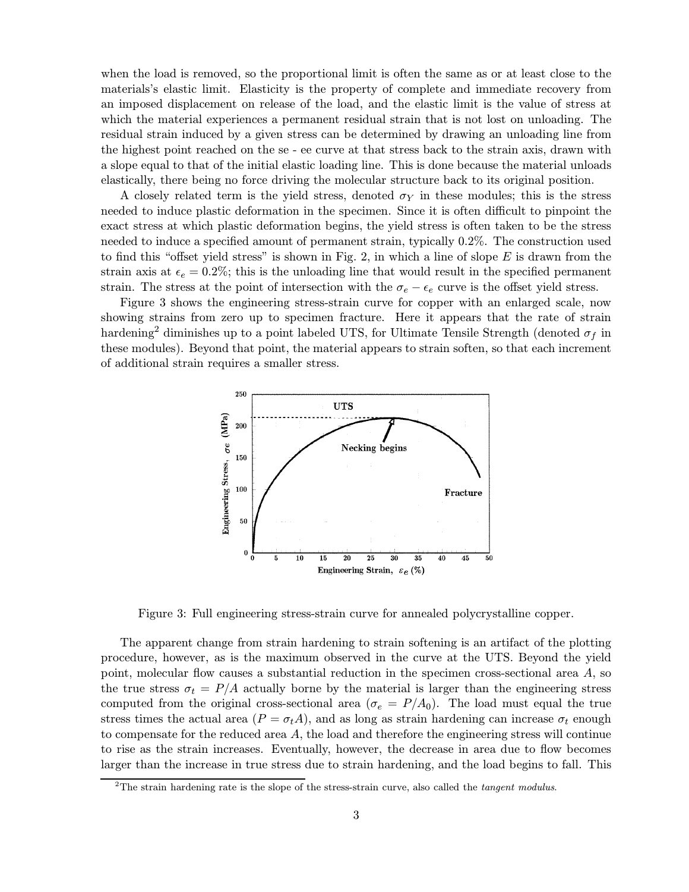when the load is removed, so the proportional limit is often the same as or at least close to the materials's elastic limit. Elasticity is the property of complete and immediate recovery from an imposed displacement on release of the load, and the elastic limit is the value of stress at which the material experiences a permanent residual strain that is not lost on unloading. The residual strain induced by a given stress can be determined by drawing an unloading line from the highest point reached on the se - ee curve at that stress back to the strain axis, drawn with a slope equal to that of the initial elastic loading line. This is done because the material unloads elastically, there being no force driving the molecular structure back to its original position.

A closely related term is the yield stress, denoted $\sigma_Y$ in these modules; this is the stress needed to induce plastic deformation in the specimen. Since it is often difficult to pinpoint the exact stress at which plastic deformation begins, the yield stress is often taken to be the stress needed to induce a specified amount of permanent strain, typically 0.2%. The construction used to find this "offset yield stress" is shown in Fig. 2, in which a line of slope $E$ is drawn from the strain axis at $\epsilon_e = 0.2\%$; this is the unloading line that would result in the specified permanent strain. The stress at the point of intersection with the $\sigma_e - \epsilon_e$ curve is the offset yield stress.

Figure 3 shows the engineering stress-strain curve for copper with an enlarged scale, now showing strains from zero up to specimen fracture. Here it appears that the rate of strain hardening[2] diminishes up to a point labeled UTS, for Ultimate Tensile Strength (denoted $\sigma_f$ in these modules). Beyond that point, the material appears to strain soften, so that each increment of additional strain requires a smaller stress.

Figure 3: Full engineering stress-strain curve for annealed polycrystalline copper.

The apparent change from strain hardening to strain softening is an artifact of the plotting procedure, however, as is the maximum observed in the curve at the UTS. Beyond the yield point, molecular flow causes a substantial reduction in the specimen cross-sectional area $A$, so the true stress $\sigma_t = P/A$ actually borne by the material is larger than the engineering stress computed from the original cross-sectional area ($\sigma_e = P/A_0$). The load must equal the true stress times the actual area ($P = \sigma_t A$), and as long as strain hardening can increase $\sigma_t$ enough to compensate for the reduced area $A$, the load and therefore the engineering stress will continue to rise as the strain increases. Eventually, however, the decrease in area due to flow becomes larger than the increase in true stress due to strain hardening, and the load begins to fall. This

[2] The strain hardening rate is the slope of the stress-strain curve, also called the *tangent modulus*.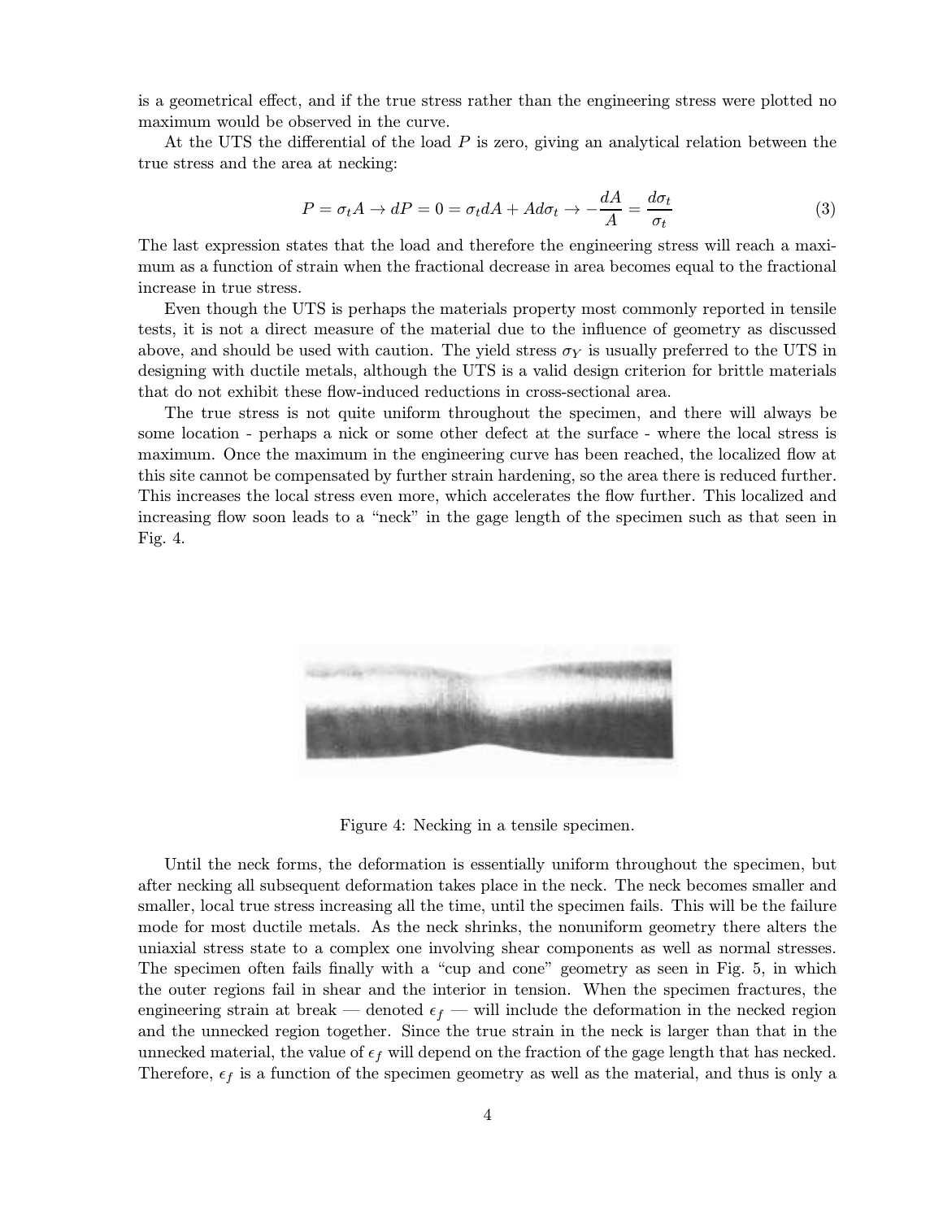is a geometrical effect, and if the true stress rather than the engineering stress were plotted no maximum would be observed in the curve.

At the UTS the differential of the load $P$ is zero, giving an analytical relation between the true stress and the area at necking:

$$P = \sigma_t A \rightarrow dP = 0 = \sigma_t dA + A d\sigma_t \rightarrow -\frac{dA}{A} = \frac{d\sigma_t}{\sigma_t} \tag{3}$$

The last expression states that the load and therefore the engineering stress will reach a maximum as a function of strain when the fractional decrease in area becomes equal to the fractional increase in true stress.

Even though the UTS is perhaps the materials property most commonly reported in tensile tests, it is not a direct measure of the material due to the influence of geometry as discussed above, and should be used with caution. The yield stress $\sigma_Y$ is usually preferred to the UTS in designing with ductile metals, although the UTS is a valid design criterion for brittle materials that do not exhibit these flow-induced reductions in cross-sectional area.

The true stress is not quite uniform throughout the specimen, and there will always be some location - perhaps a nick or some other defect at the surface - where the local stress is maximum. Once the maximum in the engineering curve has been reached, the localized flow at this site cannot be compensated by further strain hardening, so the area there is reduced further. This increases the local stress even more, which accelerates the flow further. This localized and increasing flow soon leads to a "neck" in the gage length of the specimen such as that seen in Fig. 4.

Figure 4: Necking in a tensile specimen.

Until the neck forms, the deformation is essentially uniform throughout the specimen, but after necking all subsequent deformation takes place in the neck. The neck becomes smaller and smaller, local true stress increasing all the time, until the specimen fails. This will be the failure mode for most ductile metals. As the neck shrinks, the nonuniform geometry there alters the uniaxial stress state to a complex one involving shear components as well as normal stresses. The specimen often fails finally with a "cup and cone" geometry as seen in Fig. 5, in which the outer regions fail in shear and the interior in tension. When the specimen fractures, the engineering strain at break — denoted $\epsilon_f$ — will include the deformation in the necked region and the unnecked region together. Since the true strain in the neck is larger than that in the unnecked material, the value of $\epsilon_f$ will depend on the fraction of the gage length that has necked. Therefore, $\epsilon_f$ is a function of the specimen geometry as well as the material, and thus is only a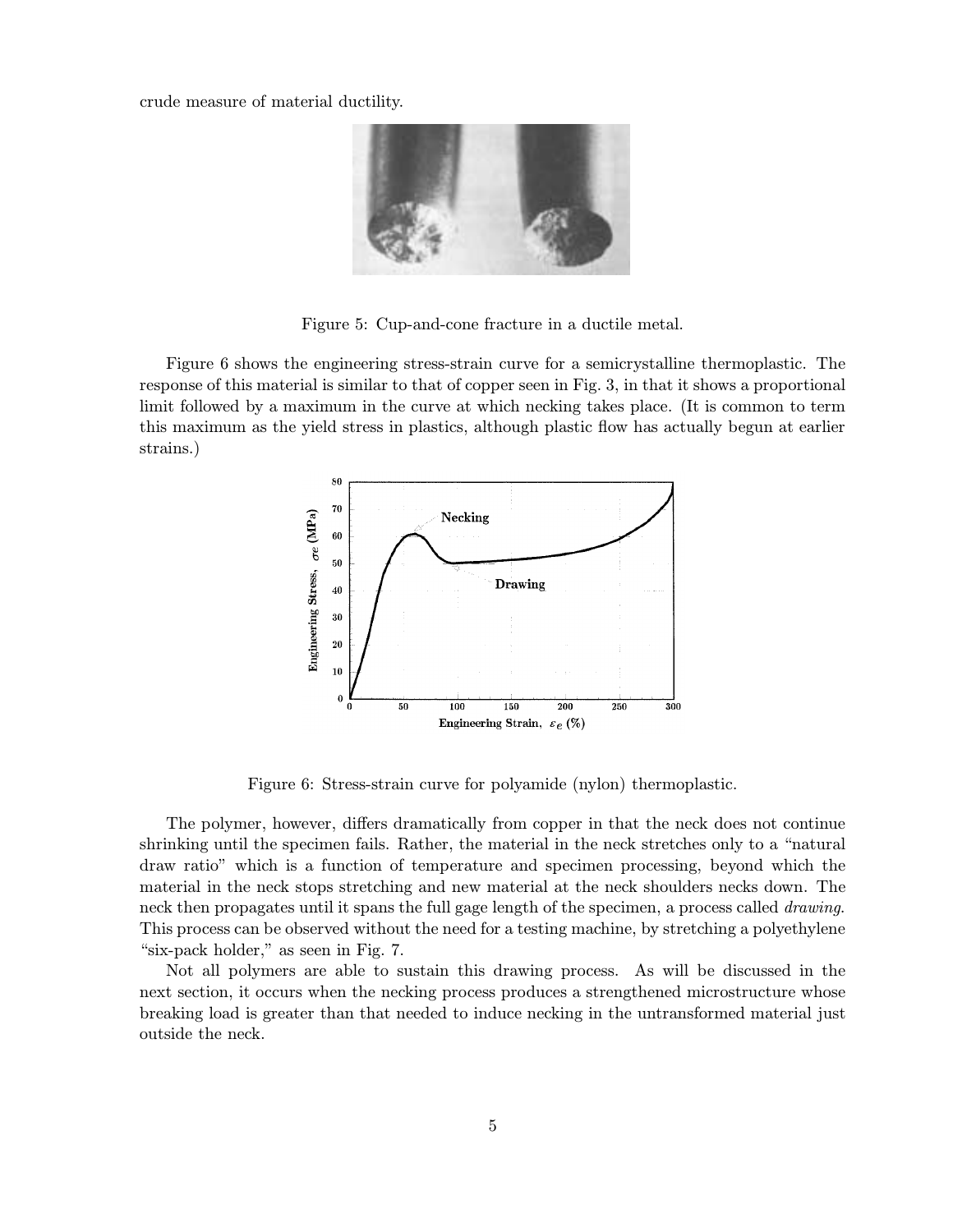crude measure of material ductility.

Figure 5: Cup-and-cone fracture in a ductile metal.

Figure 6 shows the engineering stress-strain curve for a semicrystalline thermoplastic. The response of this material is similar to that of copper seen in Fig. 3, in that it shows a proportional limit followed by a maximum in the curve at which necking takes place. (It is common to term this maximum as the yield stress in plastics, although plastic flow has actually begun at earlier strains.)

Figure 6: Stress-strain curve for polyamide (nylon) thermoplastic.

The polymer, however, differs dramatically from copper in that the neck does not continue shrinking until the specimen fails. Rather, the material in the neck stretches only to a "natural draw ratio" which is a function of temperature and specimen processing, beyond which the material in the neck stops stretching and new material at the neck shoulders necks down. The neck then propagates until it spans the full gage length of the specimen, a process called *drawing*. This process can be observed without the need for a testing machine, by stretching a polyethylene "six-pack holder," as seen in Fig. 7.

Not all polymers are able to sustain this drawing process. As will be discussed in the next section, it occurs when the necking process produces a strengthened microstructure whose breaking load is greater than that needed to induce necking in the untransformed material just outside the neck.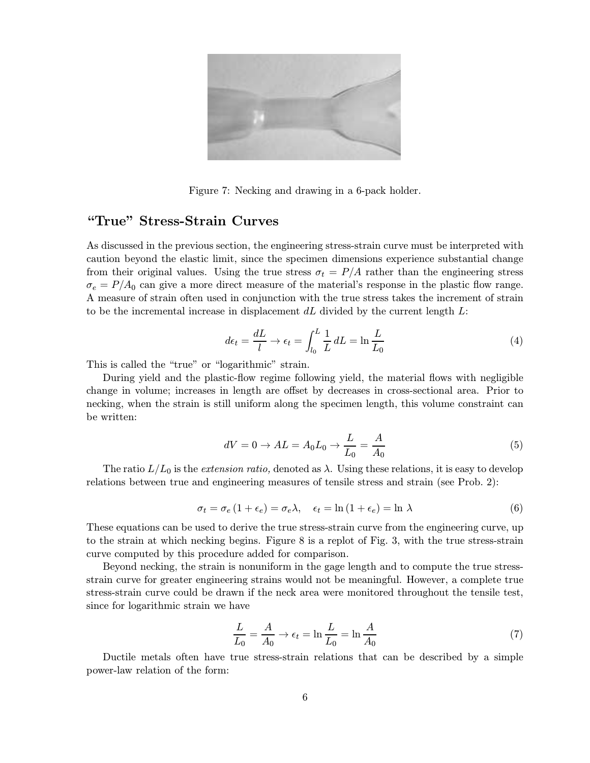Figure 7: Necking and drawing in a 6-pack holder.

## "True" Stress-Strain Curves

As discussed in the previous section, the engineering stress-strain curve must be interpreted with caution beyond the elastic limit, since the specimen dimensions experience substantial change from their original values. Using the true stress $\sigma_t = P/A$ rather than the engineering stress $\sigma_e = P/A_0$ can give a more direct measure of the material's response in the plastic flow range. A measure of strain often used in conjunction with the true stress takes the increment of strain to be the incremental increase in displacement $dL$ divided by the current length $L$:

$$d\epsilon_t = \frac{dL}{l} \rightarrow \epsilon_t = \int_{l_0}^{L} \frac{1}{L}\, dL = \ln \frac{L}{L_0} \tag{4}$$

This is called the "true" or "logarithmic" strain.

During yield and the plastic-flow regime following yield, the material flows with negligible change in volume; increases in length are offset by decreases in cross-sectional area. Prior to necking, when the strain is still uniform along the specimen length, this volume constraint can be written:

$$dV = 0 \rightarrow AL = A_0 L_0 \rightarrow \frac{L}{L_0} = \frac{A}{A_0} \tag{5}$$

The ratio $L/L_0$ is the *extension ratio,* denoted as $\lambda$. Using these relations, it is easy to develop relations between true and engineering measures of tensile stress and strain (see Prob. 2):

$$\sigma_t = \sigma_e (1 + \epsilon_e) = \sigma_e \lambda, \quad \epsilon_t = \ln (1 + \epsilon_e) = \ln\, \lambda \tag{6}$$

These equations can be used to derive the true stress-strain curve from the engineering curve, up to the strain at which necking begins. Figure 8 is a replot of Fig. 3, with the true stress-strain curve computed by this procedure added for comparison.

Beyond necking, the strain is nonuniform in the gage length and to compute the true stress-strain curve for greater engineering strains would not be meaningful. However, a complete true stress-strain curve could be drawn if the neck area were monitored throughout the tensile test, since for logarithmic strain we have

$$\frac{L}{L_0} = \frac{A}{A_0} \rightarrow \epsilon_t = \ln \frac{L}{L_0} = \ln \frac{A}{A_0} \tag{7}$$

Ductile metals often have true stress-strain relations that can be described by a simple power-law relation of the form: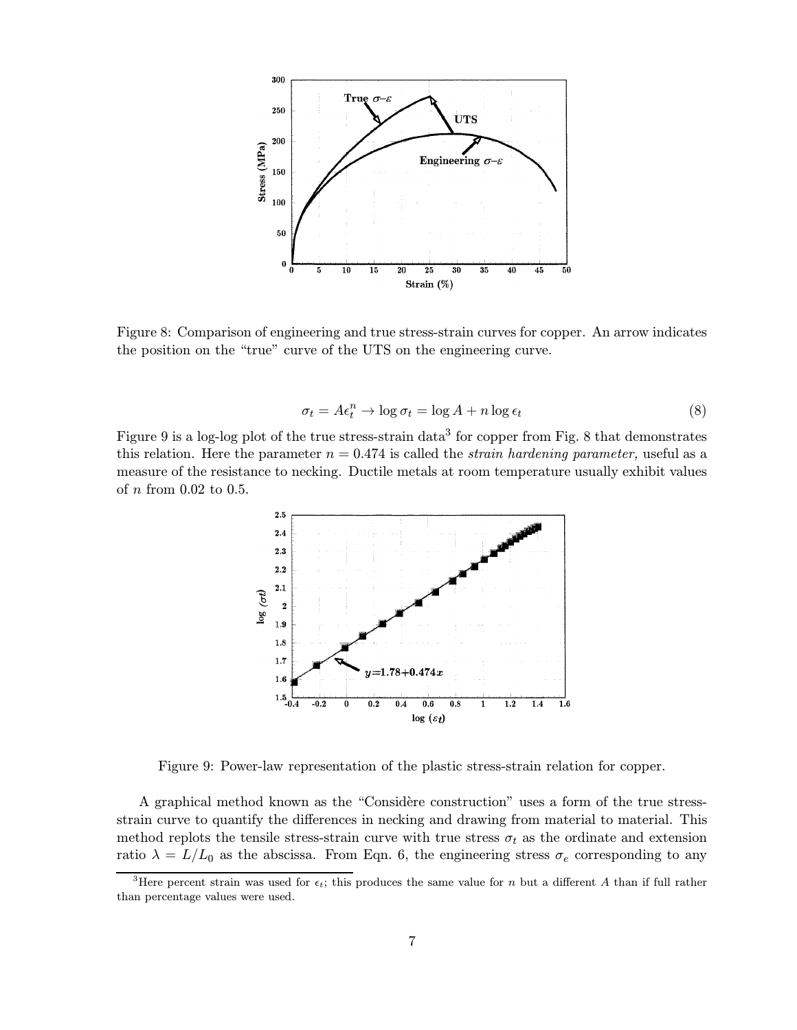Figure 8: Comparison of engineering and true stress-strain curves for copper. An arrow indicates the position on the "true" curve of the UTS on the engineering curve.

$$\sigma_t = A\epsilon_t^n \rightarrow \log \sigma_t = \log A + n \log \epsilon_t \tag{8}$$

Figure 9 is a log-log plot of the true stress-strain data[3] for copper from Fig. 8 that demonstrates this relation. Here the parameter $n = 0.474$ is called the *strain hardening parameter,* useful as a measure of the resistance to necking. Ductile metals at room temperature usually exhibit values of $n$ from 0.02 to 0.5.

Figure 9: Power-law representation of the plastic stress-strain relation for copper.

A graphical method known as the "Considère construction" uses a form of the true stress-strain curve to quantify the differences in necking and drawing from material to material. This method replots the tensile stress-strain curve with true stress $\sigma_t$ as the ordinate and extension ratio $\lambda = L/L_0$ as the abscissa. From Eqn. 6, the engineering stress $\sigma_e$ corresponding to any

[3]Here percent strain was used for $\epsilon_t$; this produces the same value for $n$ but a different $A$ than if full rather than percentage values were used.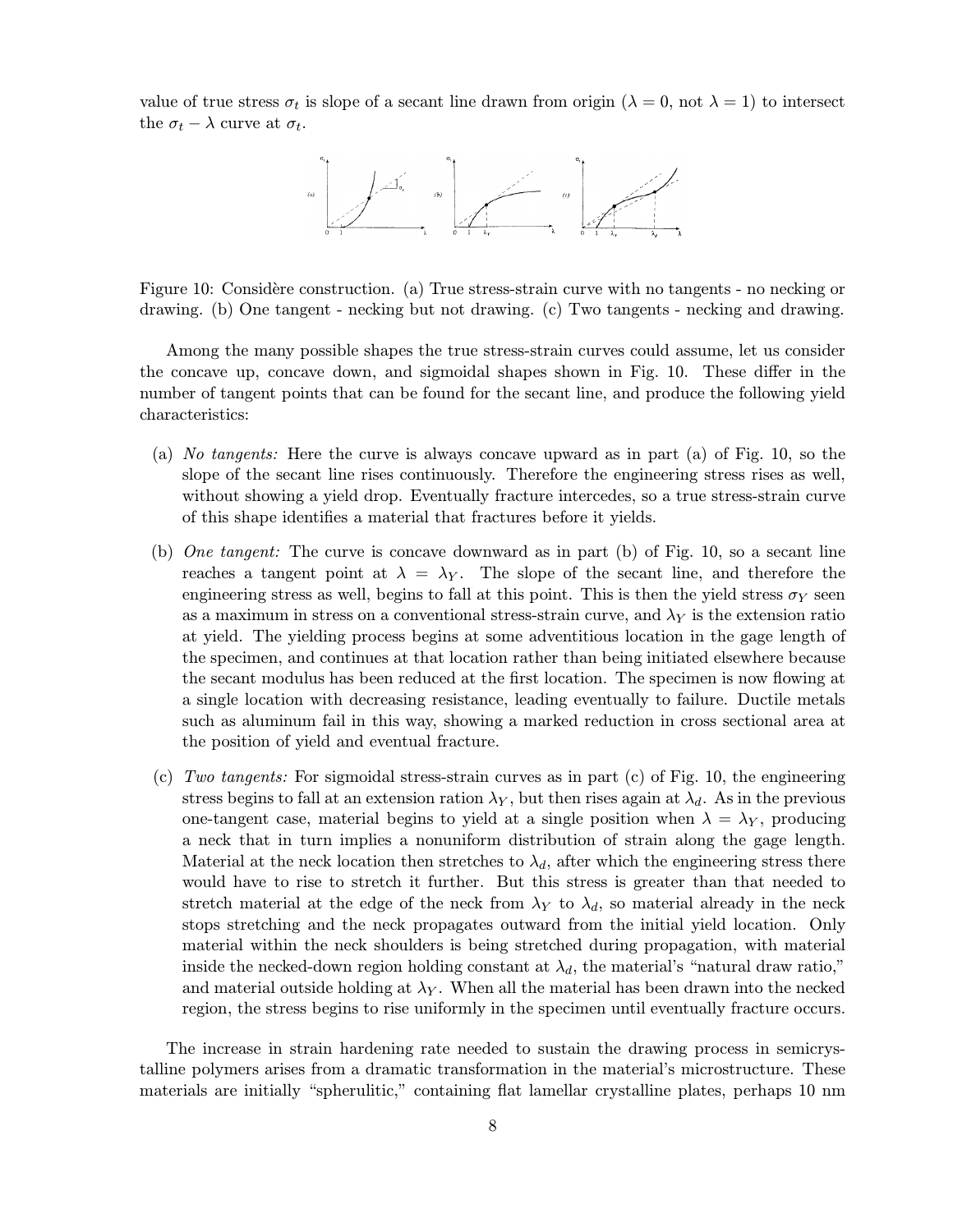value of true stress $\sigma_t$ is slope of a secant line drawn from origin ($\lambda = 0$, not $\lambda = 1$) to intersect the $\sigma_t - \lambda$ curve at $\sigma_t$.

Figure 10: Considère construction. (a) True stress-strain curve with no tangents - no necking or drawing. (b) One tangent - necking but not drawing. (c) Two tangents - necking and drawing.

Among the many possible shapes the true stress-strain curves could assume, let us consider the concave up, concave down, and sigmoidal shapes shown in Fig. 10. These differ in the number of tangent points that can be found for the secant line, and produce the following yield characteristics:

(a) *No tangents:* Here the curve is always concave upward as in part (a) of Fig. 10, so the slope of the secant line rises continuously. Therefore the engineering stress rises as well, without showing a yield drop. Eventually fracture intercedes, so a true stress-strain curve of this shape identifies a material that fractures before it yields.

(b) *One tangent:* The curve is concave downward as in part (b) of Fig. 10, so a secant line reaches a tangent point at $\lambda = \lambda_Y$. The slope of the secant line, and therefore the engineering stress as well, begins to fall at this point. This is then the yield stress $\sigma_Y$ seen as a maximum in stress on a conventional stress-strain curve, and $\lambda_Y$ is the extension ratio at yield. The yielding process begins at some adventitious location in the gage length of the specimen, and continues at that location rather than being initiated elsewhere because the secant modulus has been reduced at the first location. The specimen is now flowing at a single location with decreasing resistance, leading eventually to failure. Ductile metals such as aluminum fail in this way, showing a marked reduction in cross sectional area at the position of yield and eventual fracture.

(c) *Two tangents:* For sigmoidal stress-strain curves as in part (c) of Fig. 10, the engineering stress begins to fall at an extension ration $\lambda_Y$, but then rises again at $\lambda_d$. As in the previous one-tangent case, material begins to yield at a single position when $\lambda = \lambda_Y$, producing a neck that in turn implies a nonuniform distribution of strain along the gage length. Material at the neck location then stretches to $\lambda_d$, after which the engineering stress there would have to rise to stretch it further. But this stress is greater than that needed to stretch material at the edge of the neck from $\lambda_Y$ to $\lambda_d$, so material already in the neck stops stretching and the neck propagates outward from the initial yield location. Only material within the neck shoulders is being stretched during propagation, with material inside the necked-down region holding constant at $\lambda_d$, the material's "natural draw ratio," and material outside holding at $\lambda_Y$. When all the material has been drawn into the necked region, the stress begins to rise uniformly in the specimen until eventually fracture occurs.

The increase in strain hardening rate needed to sustain the drawing process in semicrystalline polymers arises from a dramatic transformation in the material's microstructure. These materials are initially "spherulitic," containing flat lamellar crystalline plates, perhaps 10 nm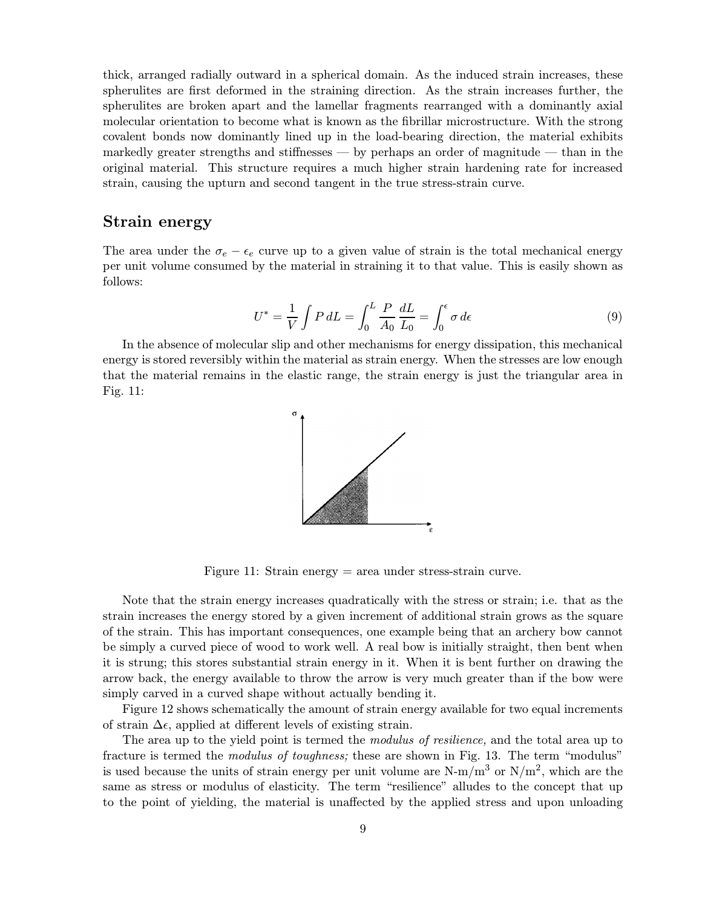thick, arranged radially outward in a spherical domain. As the induced strain increases, these spherulites are first deformed in the straining direction. As the strain increases further, the spherulites are broken apart and the lamellar fragments rearranged with a dominantly axial molecular orientation to become what is known as the fibrillar microstructure. With the strong covalent bonds now dominantly lined up in the load-bearing direction, the material exhibits markedly greater strengths and stiffnesses — by perhaps an order of magnitude — than in the original material. This structure requires a much higher strain hardening rate for increased strain, causing the upturn and second tangent in the true stress-strain curve.

## Strain energy

The area under the $\sigma_e - \epsilon_e$ curve up to a given value of strain is the total mechanical energy per unit volume consumed by the material in straining it to that value. This is easily shown as follows:

$$U^* = \frac{1}{V}\int P\,dL = \int_0^L \frac{P}{A_0}\frac{dL}{L_0} = \int_0^\epsilon \sigma\,d\epsilon \tag{9}$$

In the absence of molecular slip and other mechanisms for energy dissipation, this mechanical energy is stored reversibly within the material as strain energy. When the stresses are low enough that the material remains in the elastic range, the strain energy is just the triangular area in Fig. 11:

σ

ε

Figure 11: Strain energy = area under stress-strain curve.

Note that the strain energy increases quadratically with the stress or strain; i.e. that as the strain increases the energy stored by a given increment of additional strain grows as the square of the strain. This has important consequences, one example being that an archery bow cannot be simply a curved piece of wood to work well. A real bow is initially straight, then bent when it is strung; this stores substantial strain energy in it. When it is bent further on drawing the arrow back, the energy available to throw the arrow is very much greater than if the bow were simply carved in a curved shape without actually bending it.

Figure 12 shows schematically the amount of strain energy available for two equal increments of strain $\Delta\epsilon$, applied at different levels of existing strain.

The area up to the yield point is termed the *modulus of resilience,* and the total area up to fracture is termed the *modulus of toughness;* these are shown in Fig. 13. The term "modulus" is used because the units of strain energy per unit volume are N-m/m$^3$ or N/m$^2$, which are the same as stress or modulus of elasticity. The term "resilience" alludes to the concept that up to the point of yielding, the material is unaffected by the applied stress and upon unloading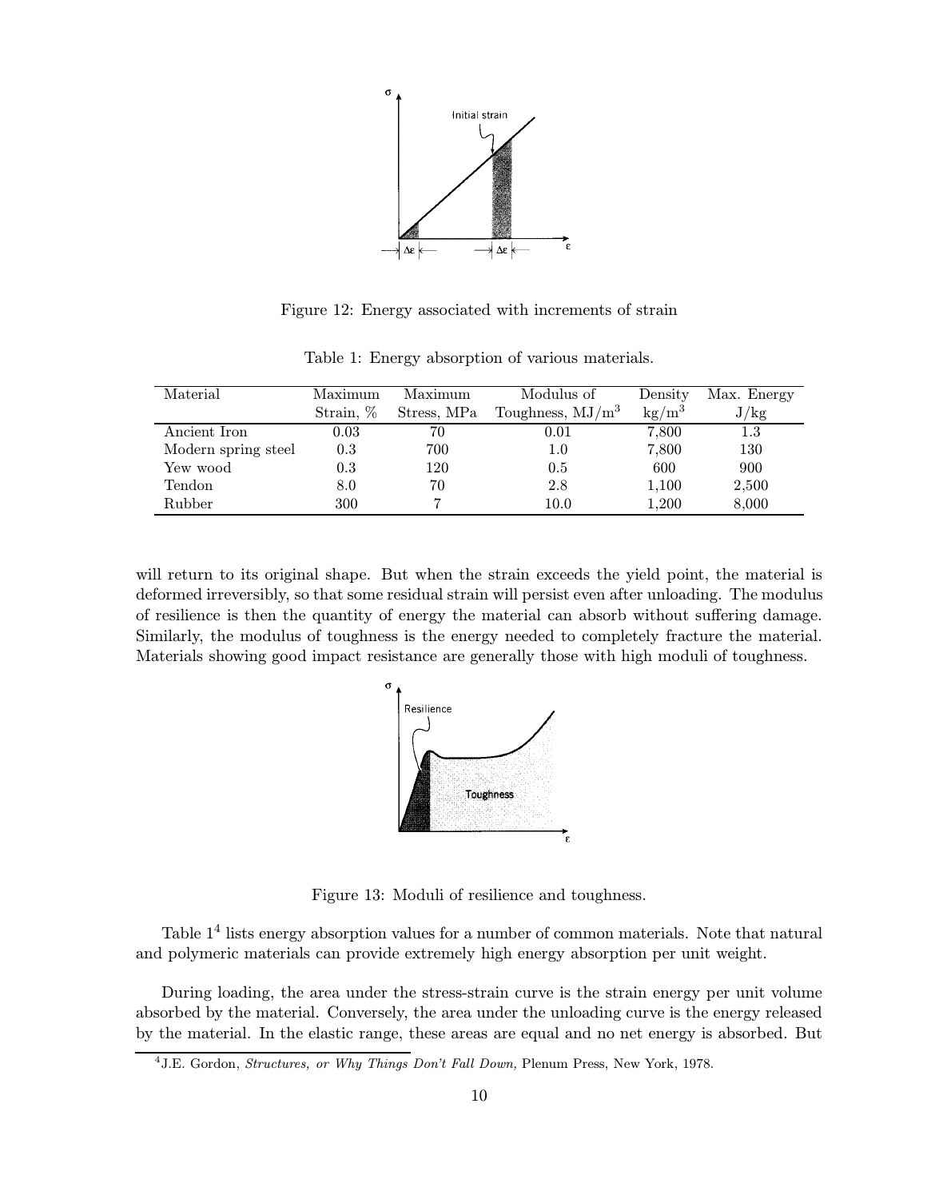Figure 12: Energy associated with increments of strain

Table 1: Energy absorption of various materials.

| Material | Maximum Strain, % | Maximum Stress, MPa | Modulus of Toughness, $MJ/m^3$ | Density $kg/m^3$ | Max. Energy J/kg |
|---|---|---|---|---|---|
| Ancient Iron | 0.03 | 70 | 0.01 | 7,800 | 1.3 |
| Modern spring steel | 0.3 | 700 | 1.0 | 7,800 | 130 |
| Yew wood | 0.3 | 120 | 0.5 | 600 | 900 |
| Tendon | 8.0 | 70 | 2.8 | 1,100 | 2,500 |
| Rubber | 300 | 7 | 10.0 | 1,200 | 8,000 |

will return to its original shape. But when the strain exceeds the yield point, the material is deformed irreversibly, so that some residual strain will persist even after unloading. The modulus of resilience is then the quantity of energy the material can absorb without suffering damage. Similarly, the modulus of toughness is the energy needed to completely fracture the material. Materials showing good impact resistance are generally those with high moduli of toughness.

Figure 13: Moduli of resilience and toughness.

Table 1[4] lists energy absorption values for a number of common materials. Note that natural and polymeric materials can provide extremely high energy absorption per unit weight.

During loading, the area under the stress-strain curve is the strain energy per unit volume absorbed by the material. Conversely, the area under the unloading curve is the energy released by the material. In the elastic range, these areas are equal and no net energy is absorbed. But

[4] J.E. Gordon, *Structures, or Why Things Don't Fall Down,* Plenum Press, New York, 1978.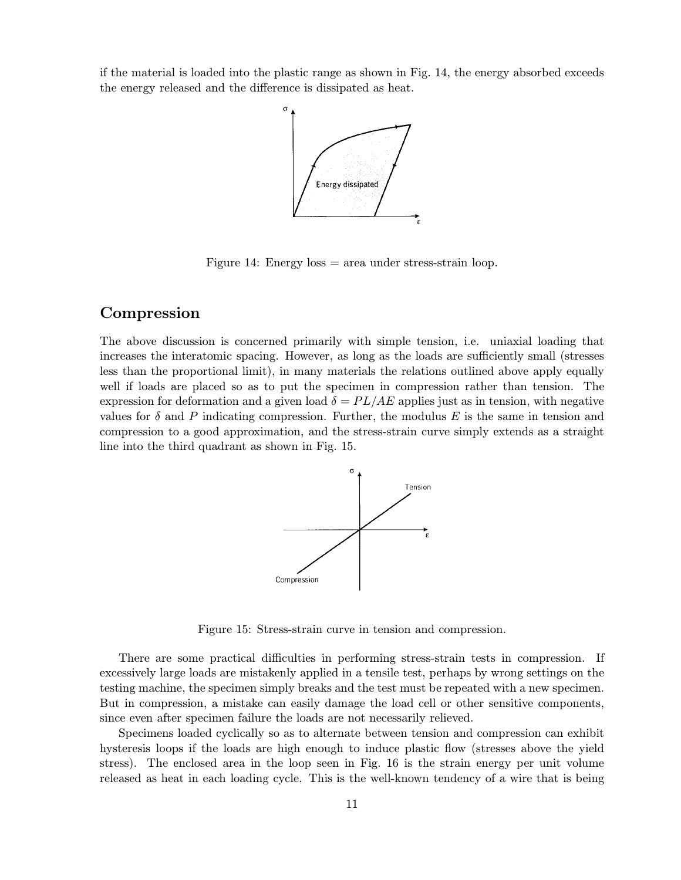if the material is loaded into the plastic range as shown in Fig. 14, the energy absorbed exceeds the energy released and the difference is dissipated as heat.

Figure 14: Energy loss = area under stress-strain loop.

## Compression

The above discussion is concerned primarily with simple tension, i.e. uniaxial loading that increases the interatomic spacing. However, as long as the loads are sufficiently small (stresses less than the proportional limit), in many materials the relations outlined above apply equally well if loads are placed so as to put the specimen in compression rather than tension. The expression for deformation and a given load $\delta = PL/AE$ applies just as in tension, with negative values for $\delta$ and $P$ indicating compression. Further, the modulus $E$ is the same in tension and compression to a good approximation, and the stress-strain curve simply extends as a straight line into the third quadrant as shown in Fig. 15.

Figure 15: Stress-strain curve in tension and compression.

There are some practical difficulties in performing stress-strain tests in compression. If excessively large loads are mistakenly applied in a tensile test, perhaps by wrong settings on the testing machine, the specimen simply breaks and the test must be repeated with a new specimen. But in compression, a mistake can easily damage the load cell or other sensitive components, since even after specimen failure the loads are not necessarily relieved.

Specimens loaded cyclically so as to alternate between tension and compression can exhibit hysteresis loops if the loads are high enough to induce plastic flow (stresses above the yield stress). The enclosed area in the loop seen in Fig. 16 is the strain energy per unit volume released as heat in each loading cycle. This is the well-known tendency of a wire that is being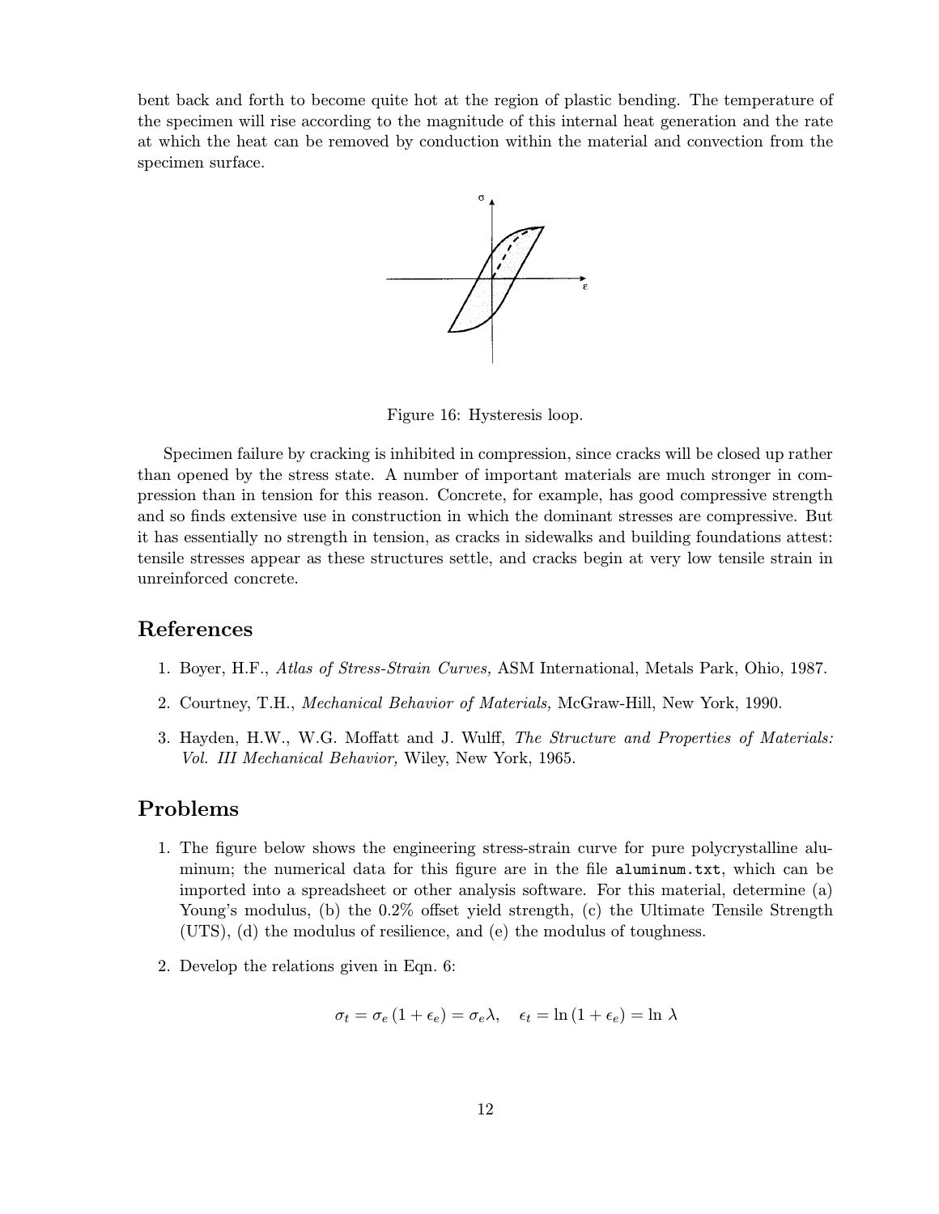bent back and forth to become quite hot at the region of plastic bending. The temperature of the specimen will rise according to the magnitude of this internal heat generation and the rate at which the heat can be removed by conduction within the material and convection from the specimen surface.

Figure 16: Hysteresis loop.

Specimen failure by cracking is inhibited in compression, since cracks will be closed up rather than opened by the stress state. A number of important materials are much stronger in compression than in tension for this reason. Concrete, for example, has good compressive strength and so finds extensive use in construction in which the dominant stresses are compressive. But it has essentially no strength in tension, as cracks in sidewalks and building foundations attest: tensile stresses appear as these structures settle, and cracks begin at very low tensile strain in unreinforced concrete.

## References

1. Boyer, H.F., *Atlas of Stress-Strain Curves,* ASM International, Metals Park, Ohio, 1987.
2. Courtney, T.H., *Mechanical Behavior of Materials,* McGraw-Hill, New York, 1990.
3. Hayden, H.W., W.G. Moffatt and J. Wulff, *The Structure and Properties of Materials: Vol. III Mechanical Behavior,* Wiley, New York, 1965.

## Problems

1. The figure below shows the engineering stress-strain curve for pure polycrystalline aluminum; the numerical data for this figure are in the file `aluminum.txt`, which can be imported into a spreadsheet or other analysis software. For this material, determine (a) Young's modulus, (b) the 0.2% offset yield strength, (c) the Ultimate Tensile Strength (UTS), (d) the modulus of resilience, and (e) the modulus of toughness.

2. Develop the relations given in Eqn. 6:

$$\sigma_t = \sigma_e\left(1 + \epsilon_e\right) = \sigma_e\lambda, \quad \epsilon_t = \ln\left(1 + \epsilon_e\right) = \ln\,\lambda$$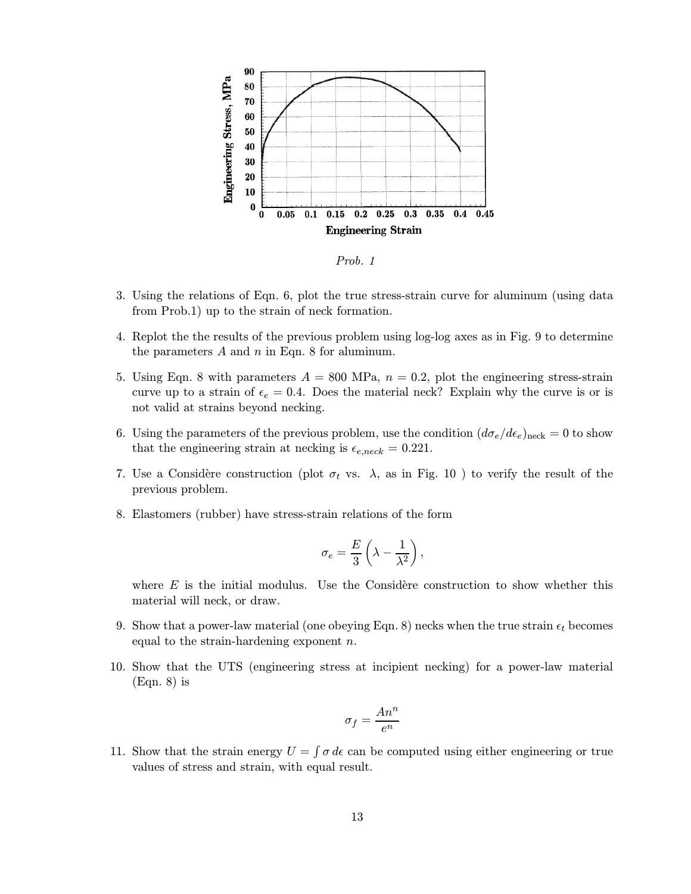*Prob. 1*

3. Using the relations of Eqn. 6, plot the true stress-strain curve for aluminum (using data from Prob.1) up to the strain of neck formation.

4. Replot the the results of the previous problem using log-log axes as in Fig. 9 to determine the parameters $A$ and $n$ in Eqn. 8 for aluminum.

5. Using Eqn. 8 with parameters $A = 800$ MPa, $n = 0.2$, plot the engineering stress-strain curve up to a strain of $\epsilon_e = 0.4$. Does the material neck? Explain why the curve is or is not valid at strains beyond necking.

6. Using the parameters of the previous problem, use the condition $(d\sigma_e/d\epsilon_e)_{\text{neck}} = 0$ to show that the engineering strain at necking is $\epsilon_{e,neck} = 0.221$.

7. Use a Considère construction (plot $\sigma_t$ vs. $\lambda$, as in Fig. 10 ) to verify the result of the previous problem.

8. Elastomers (rubber) have stress-strain relations of the form

$$\sigma_e = \frac{E}{3}\left(\lambda - \frac{1}{\lambda^2}\right),$$

   where $E$ is the initial modulus. Use the Considère construction to show whether this material will neck, or draw.

9. Show that a power-law material (one obeying Eqn. 8) necks when the true strain $\epsilon_t$ becomes equal to the strain-hardening exponent $n$.

10. Show that the UTS (engineering stress at incipient necking) for a power-law material (Eqn. 8) is

$$\sigma_f = \frac{An^n}{e^n}$$

11. Show that the strain energy $U = \int \sigma \, d\epsilon$ can be computed using either engineering or true values of stress and strain, with equal result.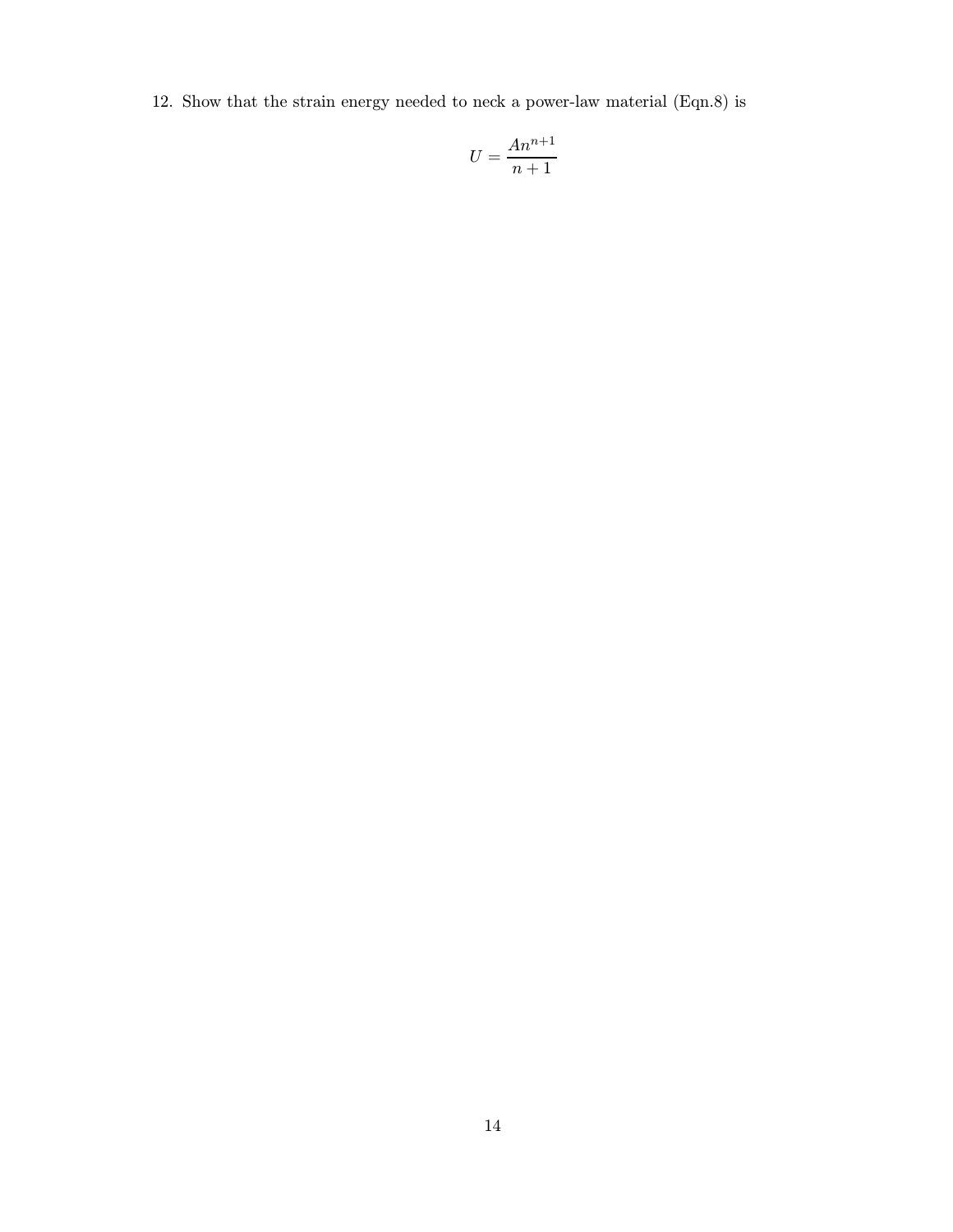12. Show that the strain energy needed to neck a power-law material (Eqn.8) is

$$U = \frac{An^{n+1}}{n+1}$$